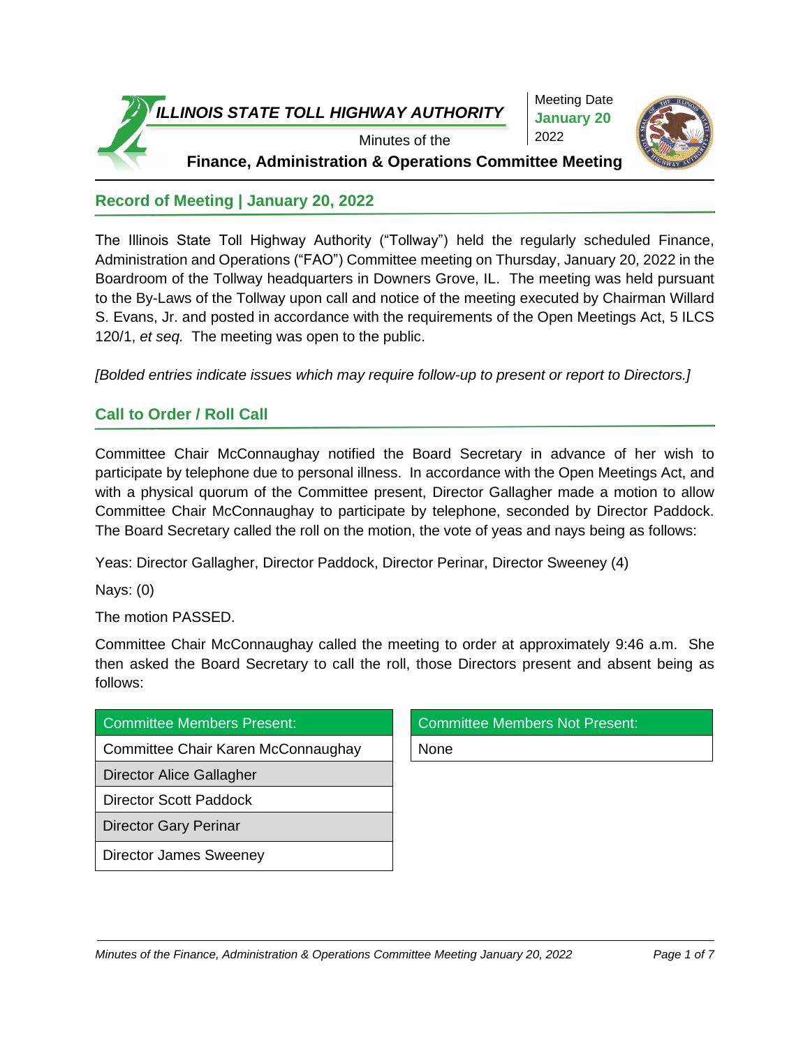**ILLINOIS STATE TOLL HIGHWAY AUTHORITY**

Minutes of the

**Finance, Administration & Operations Committee Meeting**

Meeting Date
**January 20**
2022

## Record of Meeting | January 20, 2022

The Illinois State Toll Highway Authority ("Tollway") held the regularly scheduled Finance, Administration and Operations ("FAO") Committee meeting on Thursday, January 20, 2022 in the Boardroom of the Tollway headquarters in Downers Grove, IL. The meeting was held pursuant to the By-Laws of the Tollway upon call and notice of the meeting executed by Chairman Willard S. Evans, Jr. and posted in accordance with the requirements of the Open Meetings Act, 5 ILCS 120/1, *et seq.* The meeting was open to the public.

*[Bolded entries indicate issues which may require follow-up to present or report to Directors.]*

## Call to Order / Roll Call

Committee Chair McConnaughay notified the Board Secretary in advance of her wish to participate by telephone due to personal illness. In accordance with the Open Meetings Act, and with a physical quorum of the Committee present, Director Gallagher made a motion to allow Committee Chair McConnaughay to participate by telephone, seconded by Director Paddock. The Board Secretary called the roll on the motion, the vote of yeas and nays being as follows:

Yeas: Director Gallagher, Director Paddock, Director Perinar, Director Sweeney (4)

Nays: (0)

The motion PASSED.

Committee Chair McConnaughay called the meeting to order at approximately 9:46 a.m. She then asked the Board Secretary to call the roll, those Directors present and absent being as follows:

| Committee Members Present: |
| --- |
| Committee Chair Karen McConnaughay |
| Director Alice Gallagher |
| Director Scott Paddock |
| Director Gary Perinar |
| Director James Sweeney |

| Committee Members Not Present: |
| --- |
| None |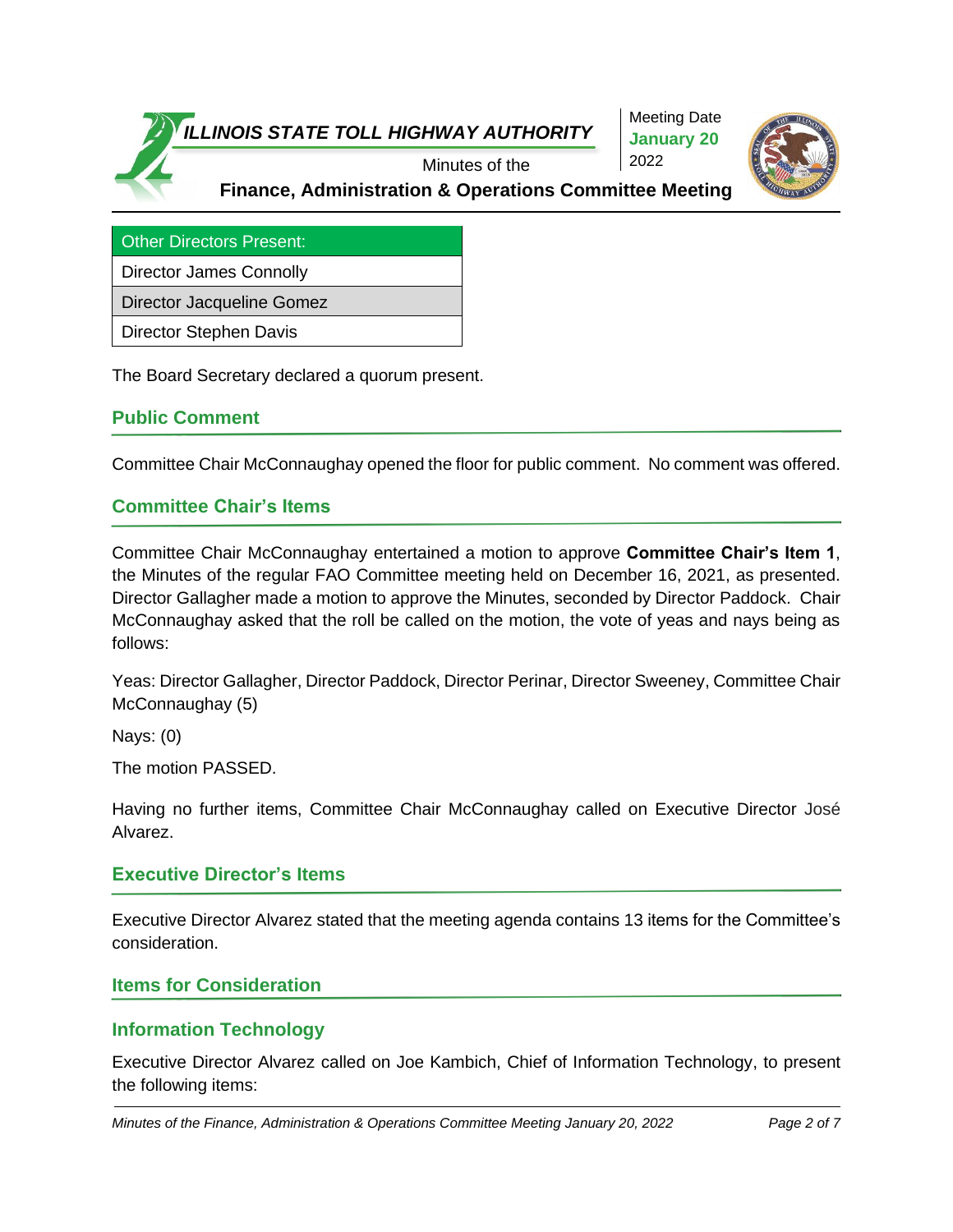| Other Directors Present: |
| --- |
| Director James Connolly |
| Director Jacqueline Gomez |
| Director Stephen Davis |

The Board Secretary declared a quorum present.

## Public Comment

Committee Chair McConnaughay opened the floor for public comment. No comment was offered.

## Committee Chair's Items

Committee Chair McConnaughay entertained a motion to approve **Committee Chair's Item 1**, the Minutes of the regular FAO Committee meeting held on December 16, 2021, as presented. Director Gallagher made a motion to approve the Minutes, seconded by Director Paddock. Chair McConnaughay asked that the roll be called on the motion, the vote of yeas and nays being as follows:

Yeas: Director Gallagher, Director Paddock, Director Perinar, Director Sweeney, Committee Chair McConnaughay (5)

Nays: (0)

The motion PASSED.

Having no further items, Committee Chair McConnaughay called on Executive Director José Alvarez.

## Executive Director's Items

Executive Director Alvarez stated that the meeting agenda contains 13 items for the Committee's consideration.

## Items for Consideration

## Information Technology

Executive Director Alvarez called on Joe Kambich, Chief of Information Technology, to present the following items: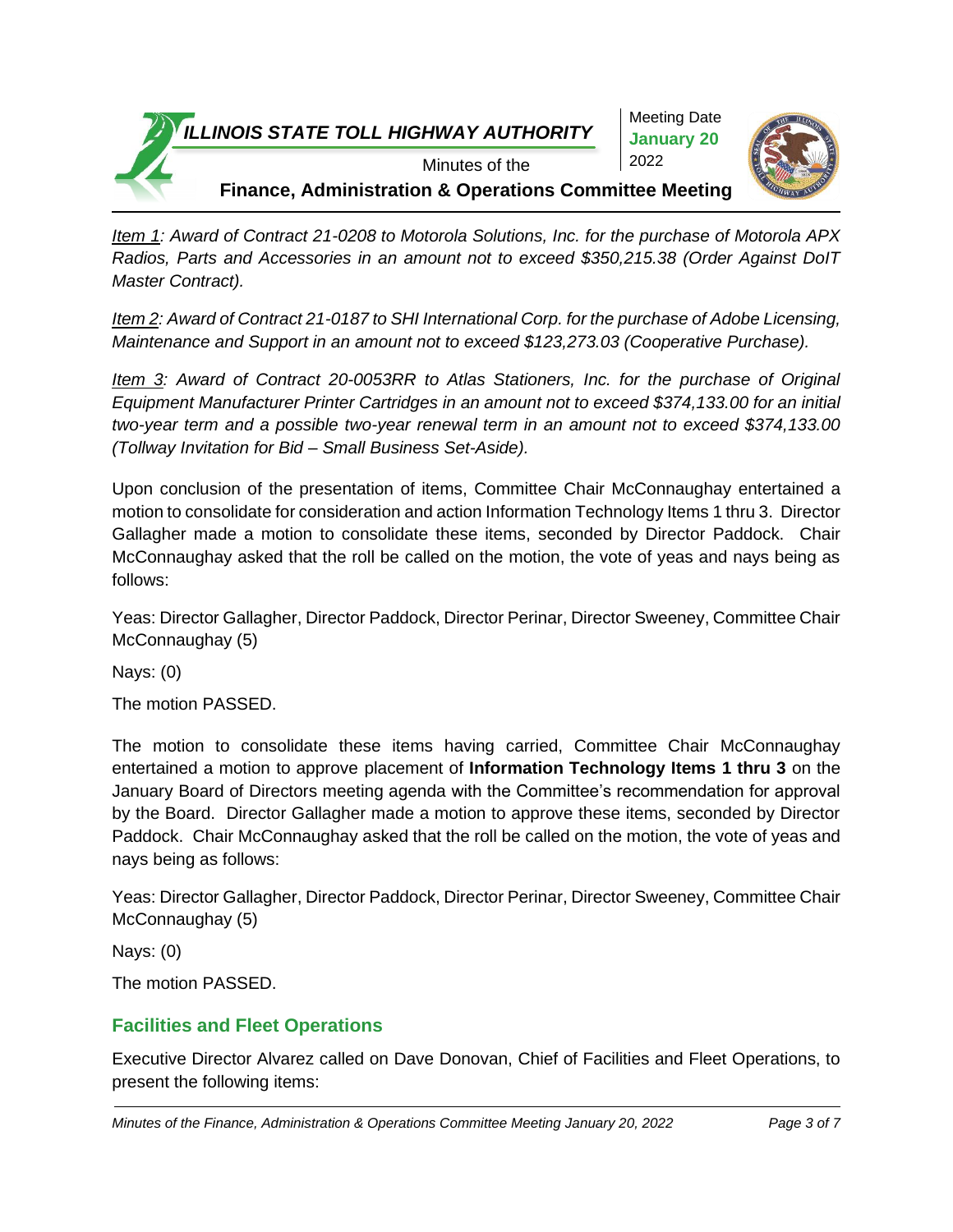*Item 1: Award of Contract 21-0208 to Motorola Solutions, Inc. for the purchase of Motorola APX Radios, Parts and Accessories in an amount not to exceed $350,215.38 (Order Against DoIT Master Contract).*

*Item 2: Award of Contract 21-0187 to SHI International Corp. for the purchase of Adobe Licensing, Maintenance and Support in an amount not to exceed $123,273.03 (Cooperative Purchase).*

*Item 3: Award of Contract 20-0053RR to Atlas Stationers, Inc. for the purchase of Original Equipment Manufacturer Printer Cartridges in an amount not to exceed $374,133.00 for an initial two-year term and a possible two-year renewal term in an amount not to exceed $374,133.00 (Tollway Invitation for Bid – Small Business Set-Aside).*

Upon conclusion of the presentation of items, Committee Chair McConnaughay entertained a motion to consolidate for consideration and action Information Technology Items 1 thru 3. Director Gallagher made a motion to consolidate these items, seconded by Director Paddock. Chair McConnaughay asked that the roll be called on the motion, the vote of yeas and nays being as follows:

Yeas: Director Gallagher, Director Paddock, Director Perinar, Director Sweeney, Committee Chair McConnaughay (5)

Nays: (0)

The motion PASSED.

The motion to consolidate these items having carried, Committee Chair McConnaughay entertained a motion to approve placement of **Information Technology Items 1 thru 3** on the January Board of Directors meeting agenda with the Committee's recommendation for approval by the Board. Director Gallagher made a motion to approve these items, seconded by Director Paddock. Chair McConnaughay asked that the roll be called on the motion, the vote of yeas and nays being as follows:

Yeas: Director Gallagher, Director Paddock, Director Perinar, Director Sweeney, Committee Chair McConnaughay (5)

Nays: (0)

The motion PASSED.

## Facilities and Fleet Operations

Executive Director Alvarez called on Dave Donovan, Chief of Facilities and Fleet Operations, to present the following items: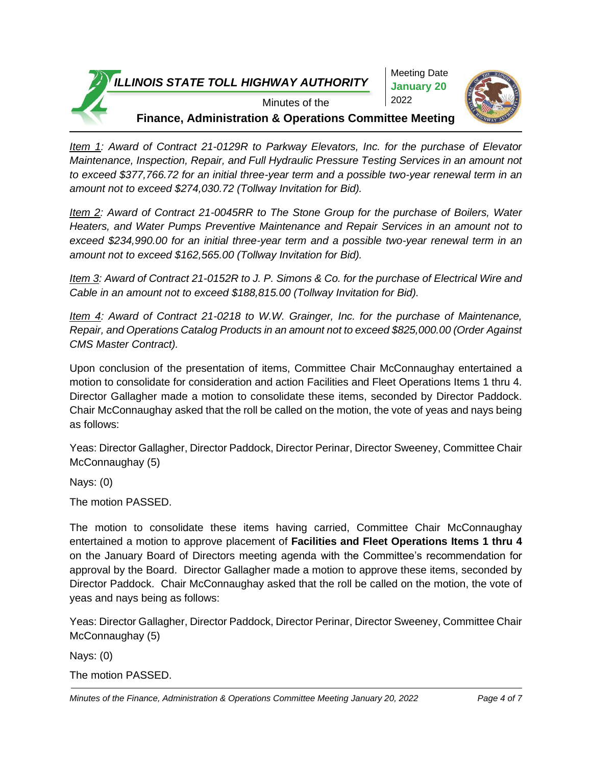*<u>Item 1</u>: Award of Contract 21-0129R to Parkway Elevators, Inc. for the purchase of Elevator Maintenance, Inspection, Repair, and Full Hydraulic Pressure Testing Services in an amount not to exceed $377,766.72 for an initial three-year term and a possible two-year renewal term in an amount not to exceed $274,030.72 (Tollway Invitation for Bid).*

*<u>Item 2</u>: Award of Contract 21-0045RR to The Stone Group for the purchase of Boilers, Water Heaters, and Water Pumps Preventive Maintenance and Repair Services in an amount not to exceed $234,990.00 for an initial three-year term and a possible two-year renewal term in an amount not to exceed $162,565.00 (Tollway Invitation for Bid).*

*<u>Item 3</u>: Award of Contract 21-0152R to J. P. Simons & Co. for the purchase of Electrical Wire and Cable in an amount not to exceed $188,815.00 (Tollway Invitation for Bid).*

*<u>Item 4</u>: Award of Contract 21-0218 to W.W. Grainger, Inc. for the purchase of Maintenance, Repair, and Operations Catalog Products in an amount not to exceed $825,000.00 (Order Against CMS Master Contract).*

Upon conclusion of the presentation of items, Committee Chair McConnaughay entertained a motion to consolidate for consideration and action Facilities and Fleet Operations Items 1 thru 4. Director Gallagher made a motion to consolidate these items, seconded by Director Paddock. Chair McConnaughay asked that the roll be called on the motion, the vote of yeas and nays being as follows:

Yeas: Director Gallagher, Director Paddock, Director Perinar, Director Sweeney, Committee Chair McConnaughay (5)

Nays: (0)

The motion PASSED.

The motion to consolidate these items having carried, Committee Chair McConnaughay entertained a motion to approve placement of **Facilities and Fleet Operations Items 1 thru 4** on the January Board of Directors meeting agenda with the Committee's recommendation for approval by the Board. Director Gallagher made a motion to approve these items, seconded by Director Paddock. Chair McConnaughay asked that the roll be called on the motion, the vote of yeas and nays being as follows:

Yeas: Director Gallagher, Director Paddock, Director Perinar, Director Sweeney, Committee Chair McConnaughay (5)

Nays: (0)

The motion PASSED.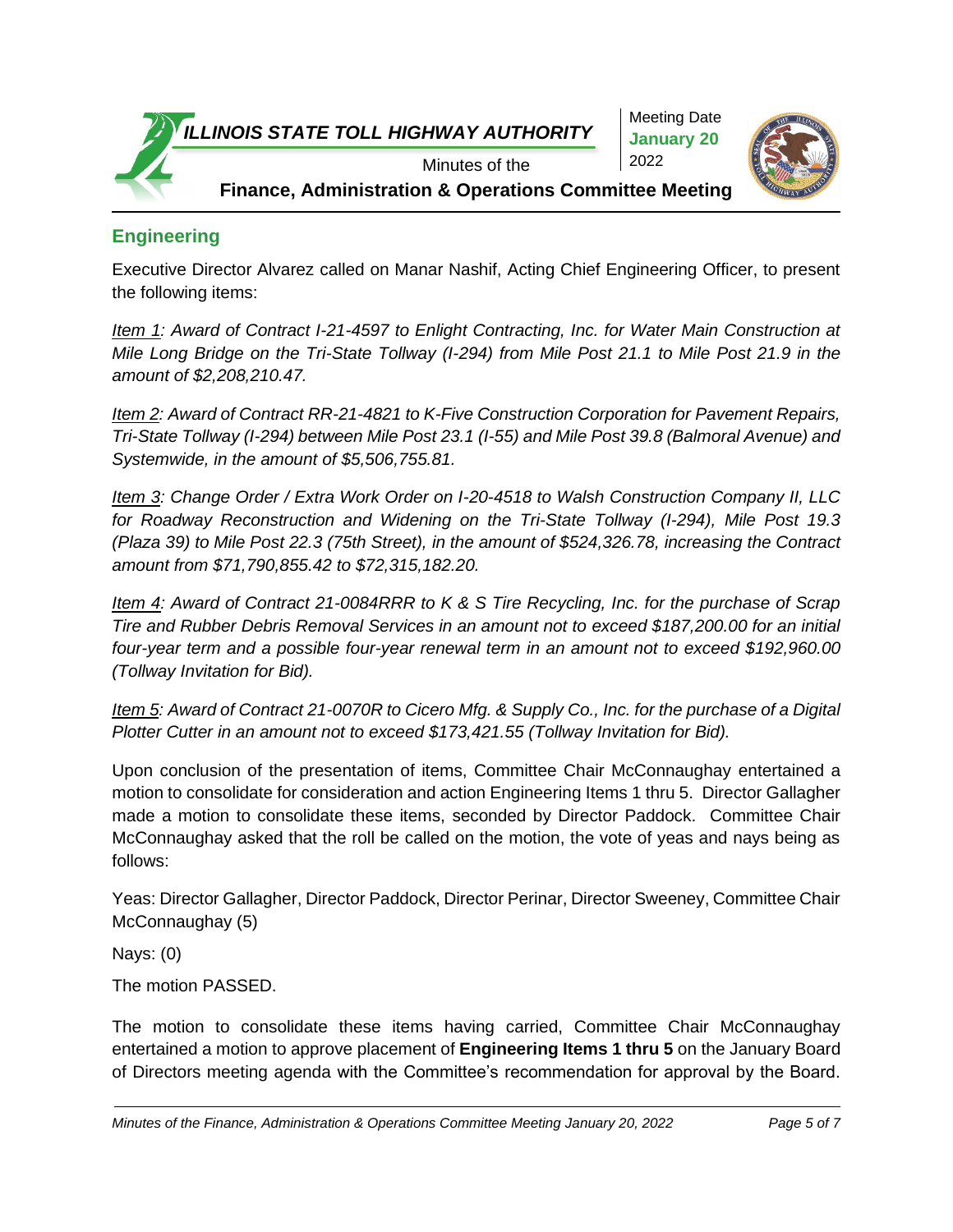## Engineering

Executive Director Alvarez called on Manar Nashif, Acting Chief Engineering Officer, to present the following items:

*Item 1: Award of Contract I-21-4597 to Enlight Contracting, Inc. for Water Main Construction at Mile Long Bridge on the Tri-State Tollway (I-294) from Mile Post 21.1 to Mile Post 21.9 in the amount of $2,208,210.47.*

*Item 2: Award of Contract RR-21-4821 to K-Five Construction Corporation for Pavement Repairs, Tri-State Tollway (I-294) between Mile Post 23.1 (I-55) and Mile Post 39.8 (Balmoral Avenue) and Systemwide, in the amount of $5,506,755.81.*

*Item 3: Change Order / Extra Work Order on I-20-4518 to Walsh Construction Company II, LLC for Roadway Reconstruction and Widening on the Tri-State Tollway (I-294), Mile Post 19.3 (Plaza 39) to Mile Post 22.3 (75th Street), in the amount of $524,326.78, increasing the Contract amount from $71,790,855.42 to $72,315,182.20.*

*Item 4: Award of Contract 21-0084RRR to K & S Tire Recycling, Inc. for the purchase of Scrap Tire and Rubber Debris Removal Services in an amount not to exceed $187,200.00 for an initial four-year term and a possible four-year renewal term in an amount not to exceed $192,960.00 (Tollway Invitation for Bid).*

*Item 5: Award of Contract 21-0070R to Cicero Mfg. & Supply Co., Inc. for the purchase of a Digital Plotter Cutter in an amount not to exceed $173,421.55 (Tollway Invitation for Bid).*

Upon conclusion of the presentation of items, Committee Chair McConnaughay entertained a motion to consolidate for consideration and action Engineering Items 1 thru 5. Director Gallagher made a motion to consolidate these items, seconded by Director Paddock. Committee Chair McConnaughay asked that the roll be called on the motion, the vote of yeas and nays being as follows:

Yeas: Director Gallagher, Director Paddock, Director Perinar, Director Sweeney, Committee Chair McConnaughay (5)

Nays: (0)

The motion PASSED.

The motion to consolidate these items having carried, Committee Chair McConnaughay entertained a motion to approve placement of **Engineering Items 1 thru 5** on the January Board of Directors meeting agenda with the Committee's recommendation for approval by the Board.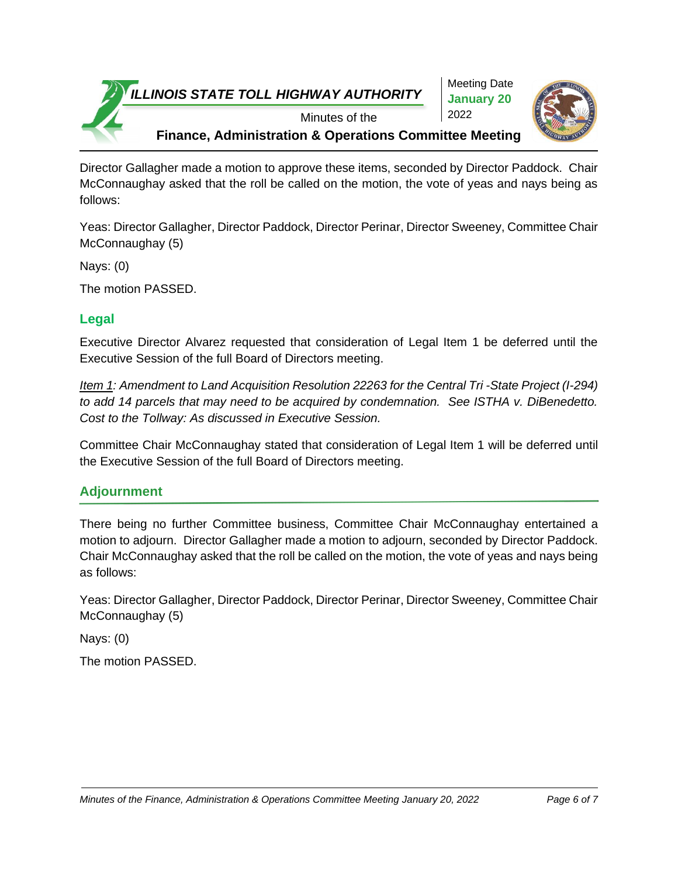Director Gallagher made a motion to approve these items, seconded by Director Paddock. Chair McConnaughay asked that the roll be called on the motion, the vote of yeas and nays being as follows:

Yeas: Director Gallagher, Director Paddock, Director Perinar, Director Sweeney, Committee Chair McConnaughay (5)

Nays: (0)

The motion PASSED.

## Legal

Executive Director Alvarez requested that consideration of Legal Item 1 be deferred until the Executive Session of the full Board of Directors meeting.

*Item 1: Amendment to Land Acquisition Resolution 22263 for the Central Tri -State Project (I-294) to add 14 parcels that may need to be acquired by condemnation. See ISTHA v. DiBenedetto. Cost to the Tollway: As discussed in Executive Session.*

Committee Chair McConnaughay stated that consideration of Legal Item 1 will be deferred until the Executive Session of the full Board of Directors meeting.

## Adjournment

There being no further Committee business, Committee Chair McConnaughay entertained a motion to adjourn. Director Gallagher made a motion to adjourn, seconded by Director Paddock. Chair McConnaughay asked that the roll be called on the motion, the vote of yeas and nays being as follows:

Yeas: Director Gallagher, Director Paddock, Director Perinar, Director Sweeney, Committee Chair McConnaughay (5)

Nays: (0)

The motion PASSED.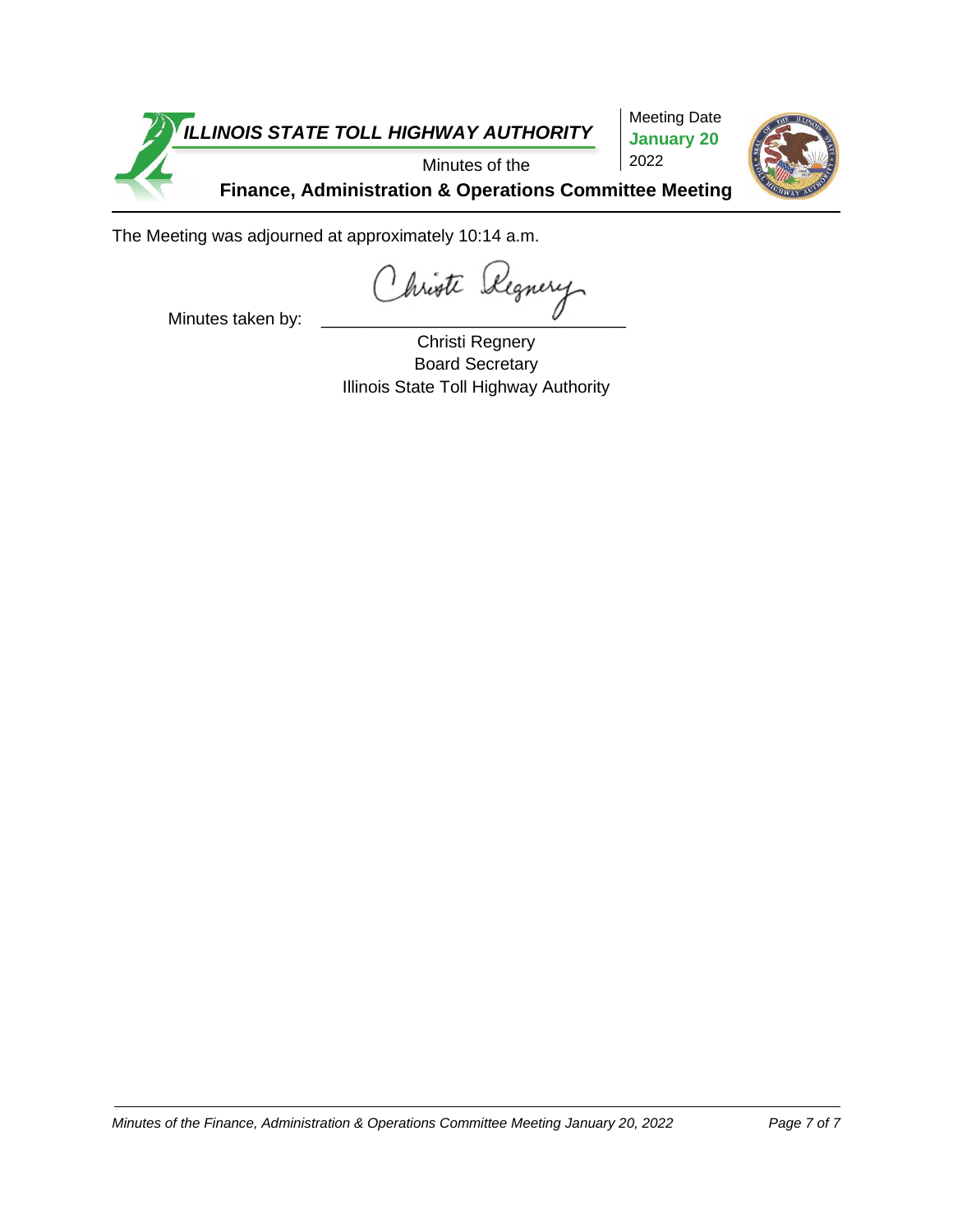The Meeting was adjourned at approximately 10:14 a.m.

Minutes taken by: ______________________________

Christi Regnery
Board Secretary
Illinois State Toll Highway Authority